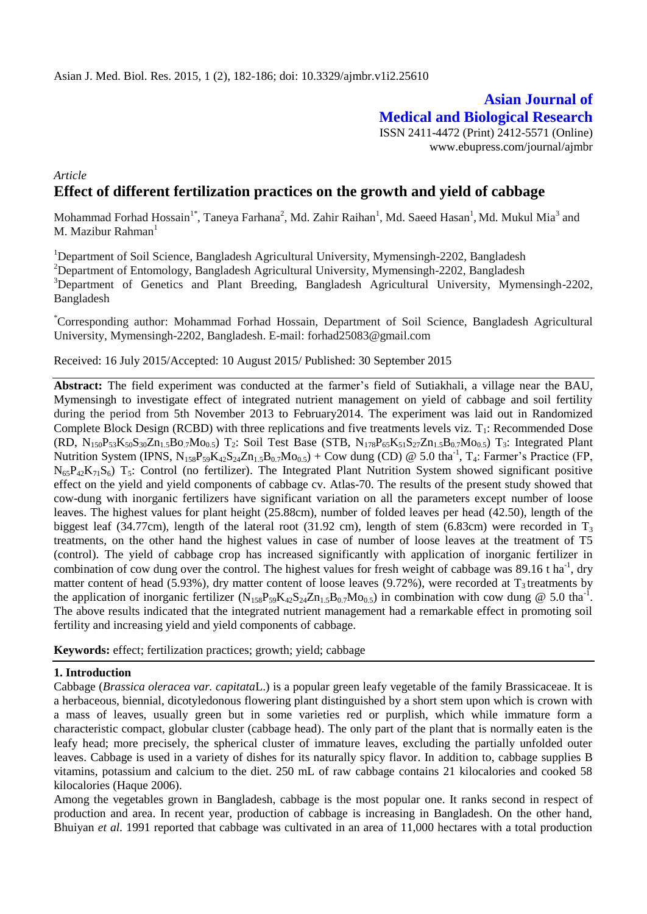*Article*

# Effect of different fertilization practices on the growth and yield of cabbage

Mohammad Forhad Hossain[1*], Taneya Farhana[2], Md. Zahir Raihan[1], Md. Saeed Hasan[1], Md. Mukul Mia[3] and M. Mazibur Rahman[1]

[1]Department of Soil Science, Bangladesh Agricultural University, Mymensingh-2202, Bangladesh
[2]Department of Entomology, Bangladesh Agricultural University, Mymensingh-2202, Bangladesh
[3]Department of Genetics and Plant Breeding, Bangladesh Agricultural University, Mymensingh-2202, Bangladesh

[*]Corresponding author: Mohammad Forhad Hossain, Department of Soil Science, Bangladesh Agricultural University, Mymensingh-2202, Bangladesh. E-mail: forhad25083@gmail.com

Received: 16 July 2015/Accepted: 10 August 2015/ Published: 30 September 2015

**Abstract:** The field experiment was conducted at the farmer's field of Sutiakhali, a village near the BAU, Mymensingh to investigate effect of integrated nutrient management on yield of cabbage and soil fertility during the period from 5th November 2013 to February2014. The experiment was laid out in Randomized Complete Block Design (RCBD) with three replications and five treatments levels viz. $T_1$: Recommended Dose (RD, $N_{150}P_{53}K_{50}S_{30}Zn_{1.5}Bo_{.7}Mo_{0.5}$) $T_2$: Soil Test Base (STB, $N_{178}P_{65}K_{51}S_{27}Zn_{1.5}B_{0.7}Mo_{0.5}$) $T_3$: Integrated Plant Nutrition System (IPNS, $N_{158}P_{59}K_{42}S_{24}Zn_{1.5}B_{0.7}Mo_{0.5}$) + Cow dung (CD) @ 5.0 $tha^{-1}$, $T_4$: Farmer's Practice (FP, $N_{65}P_{42}K_{71}S_6$) $T_5$: Control (no fertilizer). The Integrated Plant Nutrition System showed significant positive effect on the yield and yield components of cabbage cv. Atlas-70. The results of the present study showed that cow-dung with inorganic fertilizers have significant variation on all the parameters except number of loose leaves. The highest values for plant height (25.88cm), number of folded leaves per head (42.50), length of the biggest leaf (34.77cm), length of the lateral root (31.92 cm), length of stem (6.83cm) were recorded in $T_3$ treatments, on the other hand the highest values in case of number of loose leaves at the treatment of T5 (control). The yield of cabbage crop has increased significantly with application of inorganic fertilizer in combination of cow dung over the control. The highest values for fresh weight of cabbage was 89.16 t $ha^{-1}$, dry matter content of head (5.93%), dry matter content of loose leaves (9.72%), were recorded at $T_3$ treatments by the application of inorganic fertilizer ($N_{158}P_{59}K_{42}S_{24}Zn_{1.5}B_{0.7}Mo_{0.5}$) in combination with cow dung @ 5.0 $tha^{-1}$. The above results indicated that the integrated nutrient management had a remarkable effect in promoting soil fertility and increasing yield and yield components of cabbage.

**Keywords:** effect; fertilization practices; growth; yield; cabbage

## 1. Introduction

Cabbage (*Brassica oleracea var. capitata*L.) is a popular green leafy vegetable of the family Brassicaceae. It is a herbaceous, biennial, dicotyledonous flowering plant distinguished by a short stem upon which is crown with a mass of leaves, usually green but in some varieties red or purplish, which while immature form a characteristic compact, globular cluster (cabbage head). The only part of the plant that is normally eaten is the leafy head; more precisely, the spherical cluster of immature leaves, excluding the partially unfolded outer leaves. Cabbage is used in a variety of dishes for its naturally spicy flavor. In addition to, cabbage supplies B vitamins, potassium and calcium to the diet. 250 mL of raw cabbage contains 21 kilocalories and cooked 58 kilocalories (Haque 2006).

Among the vegetables grown in Bangladesh, cabbage is the most popular one. It ranks second in respect of production and area. In recent year, production of cabbage is increasing in Bangladesh. On the other hand, Bhuiyan *et al*. 1991 reported that cabbage was cultivated in an area of 11,000 hectares with a total production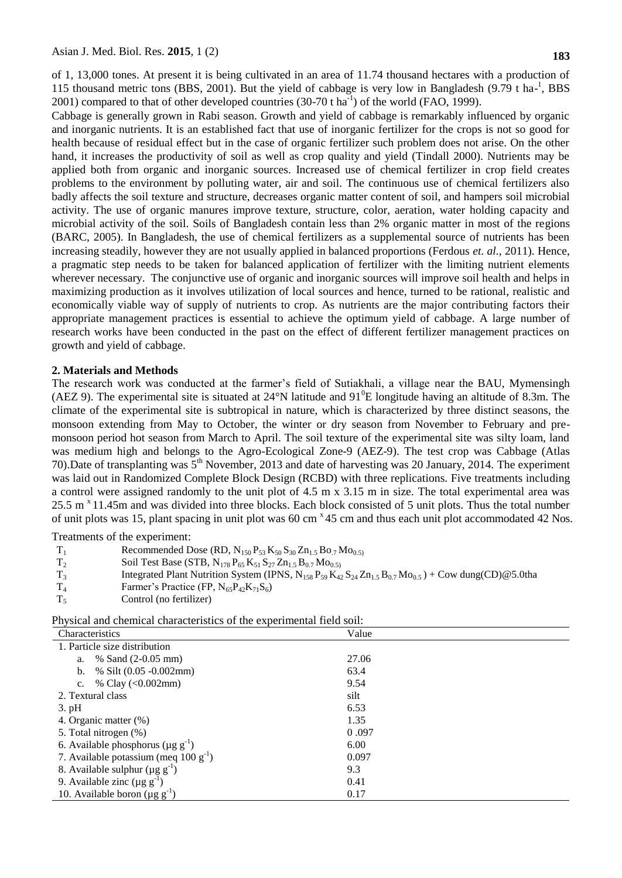of 1, 13,000 tones. At present it is being cultivated in an area of 11.74 thousand hectares with a production of 115 thousand metric tons (BBS, 2001). But the yield of cabbage is very low in Bangladesh (9.79 t ha-[1], BBS 2001) compared to that of other developed countries (30-70 t $ha^{-1}$) of the world (FAO, 1999).

Cabbage is generally grown in Rabi season. Growth and yield of cabbage is remarkably influenced by organic and inorganic nutrients. It is an established fact that use of inorganic fertilizer for the crops is not so good for health because of residual effect but in the case of organic fertilizer such problem does not arise. On the other hand, it increases the productivity of soil as well as crop quality and yield (Tindall 2000). Nutrients may be applied both from organic and inorganic sources. Increased use of chemical fertilizer in crop field creates problems to the environment by polluting water, air and soil. The continuous use of chemical fertilizers also badly affects the soil texture and structure, decreases organic matter content of soil, and hampers soil microbial activity. The use of organic manures improve texture, structure, color, aeration, water holding capacity and microbial activity of the soil. Soils of Bangladesh contain less than 2% organic matter in most of the regions (BARC, 2005). In Bangladesh, the use of chemical fertilizers as a supplemental source of nutrients has been increasing steadily, however they are not usually applied in balanced proportions (Ferdous *et. al.*, 2011). Hence, a pragmatic step needs to be taken for balanced application of fertilizer with the limiting nutrient elements wherever necessary. The conjunctive use of organic and inorganic sources will improve soil health and helps in maximizing production as it involves utilization of local sources and hence, turned to be rational, realistic and economically viable way of supply of nutrients to crop. As nutrients are the major contributing factors their appropriate management practices is essential to achieve the optimum yield of cabbage. A large number of research works have been conducted in the past on the effect of different fertilizer management practices on growth and yield of cabbage.

## 2. Materials and Methods

The research work was conducted at the farmer's field of Sutiakhali, a village near the BAU, Mymensingh (AEZ 9). The experimental site is situated at 24°N latitude and $91^0$E longitude having an altitude of 8.3m. The climate of the experimental site is subtropical in nature, which is characterized by three distinct seasons, the monsoon extending from May to October, the winter or dry season from November to February and pre-monsoon period hot season from March to April. The soil texture of the experimental site was silty loam, land was medium high and belongs to the Agro-Ecological Zone-9 (AEZ-9). The test crop was Cabbage (Atlas 70).Date of transplanting was $5^{th}$ November, 2013 and date of harvesting was 20 January, 2014. The experiment was laid out in Randomized Complete Block Design (RCBD) with three replications. Five treatments including a control were assigned randomly to the unit plot of 4.5 m x 3.15 m in size. The total experimental area was 25.5 m $^x$ 11.45m and was divided into three blocks. Each block consisted of 5 unit plots. Thus the total number of unit plots was 15, plant spacing in unit plot was 60 cm $^x$ 45 cm and thus each unit plot accommodated 42 Nos.

Treatments of the experiment:

| | |
|---|---|
| $T_1$ | Recommended Dose (RD, $N_{150}P_{53}K_{50}S_{30}Zn_{1.5}Bo_{.7}Mo_{0.5}$) |
| $T_2$ | Soil Test Base (STB, $N_{178}P_{65}K_{51}S_{27}Zn_{1.5}B_{0.7}Mo_{0.5}$) |
| $T_3$ | Integrated Plant Nutrition System (IPNS, $N_{158}P_{59}K_{42}S_{24}Zn_{1.5}B_{0.7}Mo_{0.5}$) + Cow dung(CD)@5.0tha |
| $T_4$ | Farmer's Practice (FP, $N_{65}P_{42}K_{71}S_6$) |
| $T_5$ | Control (no fertilizer) |

Physical and chemical characteristics of the experimental field soil:

| Characteristics | Value |
|---|---|
| 1. Particle size distribution | |
| a. % Sand (2-0.05 mm) | 27.06 |
| b. % Silt (0.05 -0.002mm) | 63.4 |
| c. % Clay (<0.002mm) | 9.54 |
| 2. Textural class | silt |
| 3. pH | 6.53 |
| 4. Organic matter (%) | 1.35 |
| 5. Total nitrogen (%) | 0 .097 |
| 6. Available phosphorus (µg $g^{-1}$) | 6.00 |
| 7. Available potassium (meq 100 $g^{-1}$) | 0.097 |
| 8. Available sulphur (µg $g^{-1}$) | 9.3 |
| 9. Available zinc (µg $g^{-1}$) | 0.41 |
| 10. Available boron (µg $g^{-1}$) | 0.17 |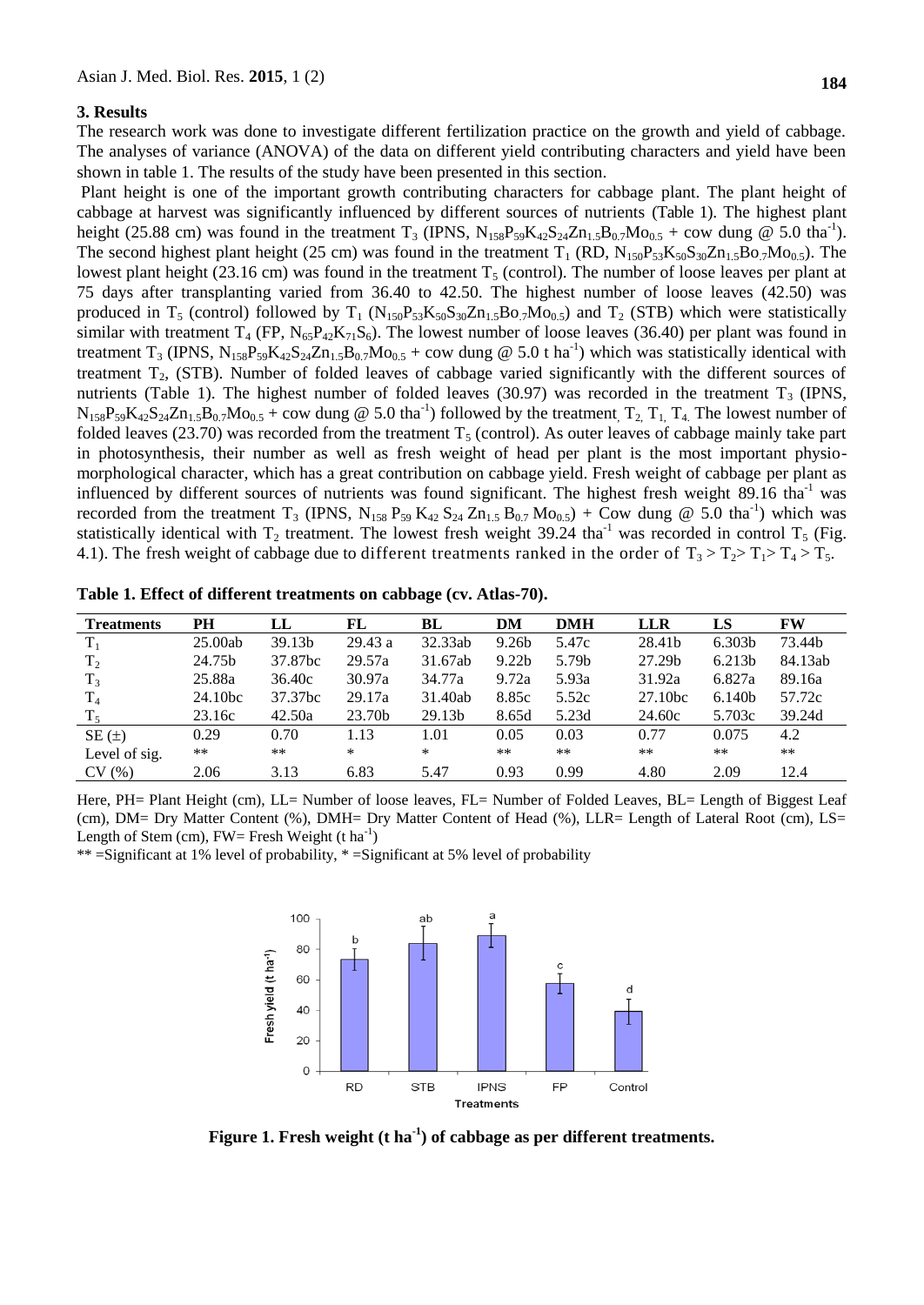## 3. Results

The research work was done to investigate different fertilization practice on the growth and yield of cabbage. The analyses of variance (ANOVA) of the data on different yield contributing characters and yield have been shown in table 1. The results of the study have been presented in this section.

Plant height is one of the important growth contributing characters for cabbage plant. The plant height of cabbage at harvest was significantly influenced by different sources of nutrients (Table 1). The highest plant height (25.88 cm) was found in the treatment $T_3$ (IPNS, $N_{158}P_{59}K_{42}S_{24}Zn_{1.5}B_{0.7}Mo_{0.5}$ + cow dung @ 5.0 $tha^{-1}$). The second highest plant height (25 cm) was found in the treatment $T_1$ (RD, $N_{150}P_{53}K_{50}S_{30}Zn_{1.5}Bo_{.7}Mo_{0.5}$). The lowest plant height (23.16 cm) was found in the treatment $T_5$ (control). The number of loose leaves per plant at 75 days after transplanting varied from 36.40 to 42.50. The highest number of loose leaves (42.50) was produced in $T_5$ (control) followed by $T_1$ ($N_{150}P_{53}K_{50}S_{30}Zn_{1.5}Bo_{.7}Mo_{0.5}$) and $T_2$ (STB) which were statistically similar with treatment $T_4$ (FP, $N_{65}P_{42}K_{71}S_6$). The lowest number of loose leaves (36.40) per plant was found in treatment $T_3$ (IPNS, $N_{158}P_{59}K_{42}S_{24}Zn_{1.5}B_{0.7}Mo_{0.5}$ + cow dung @ 5.0 t $ha^{-1}$) which was statistically identical with treatment $T_2$, (STB). Number of folded leaves of cabbage varied significantly with the different sources of nutrients (Table 1). The highest number of folded leaves (30.97) was recorded in the treatment $T_3$ (IPNS, $N_{158}P_{59}K_{42}S_{24}Zn_{1.5}B_{0.7}Mo_{0.5}$ + cow dung @ 5.0 $tha^{-1}$) followed by the treatment, $T_2$, $T_1$, $T_4$. The lowest number of folded leaves (23.70) was recorded from the treatment $T_5$ (control). As outer leaves of cabbage mainly take part in photosynthesis, their number as well as fresh weight of head per plant is the most important physio-morphological character, which has a great contribution on cabbage yield. Fresh weight of cabbage per plant as influenced by different sources of nutrients was found significant. The highest fresh weight 89.16 $tha^{-1}$ was recorded from the treatment $T_3$ (IPNS, $N_{158}$ $P_{59}$ $K_{42}$ $S_{24}$ $Zn_{1.5}$ $B_{0.7}$ $Mo_{0.5}$) + Cow dung @ 5.0 $tha^{-1}$) which was statistically identical with $T_2$ treatment. The lowest fresh weight 39.24 $tha^{-1}$ was recorded in control $T_5$ (Fig. 4.1). The fresh weight of cabbage due to different treatments ranked in the order of $T_3 > T_2 > T_1 > T_4 > T_5$.

**Table 1. Effect of different treatments on cabbage (cv. Atlas-70).**

| Treatments | PH | LL | FL | BL | DM | DMH | LLR | LS | FW |
|---|---|---|---|---|---|---|---|---|---|
| $T_1$ | 25.00ab | 39.13b | 29.43 a | 32.33ab | 9.26b | 5.47c | 28.41b | 6.303b | 73.44b |
| $T_2$ | 24.75b | 37.87bc | 29.57a | 31.67ab | 9.22b | 5.79b | 27.29b | 6.213b | 84.13ab |
| $T_3$ | 25.88a | 36.40c | 30.97a | 34.77a | 9.72a | 5.93a | 31.92a | 6.827a | 89.16a |
| $T_4$ | 24.10bc | 37.37bc | 29.17a | 31.40ab | 8.85c | 5.52c | 27.10bc | 6.140b | 57.72c |
| $T_5$ | 23.16c | 42.50a | 23.70b | 29.13b | 8.65d | 5.23d | 24.60c | 5.703c | 39.24d |
| SE (±) | 0.29 | 0.70 | 1.13 | 1.01 | 0.05 | 0.03 | 0.77 | 0.075 | 4.2 |
| Level of sig. | ** | ** | * | * | ** | ** | ** | ** | ** |
| CV (%) | 2.06 | 3.13 | 6.83 | 5.47 | 0.93 | 0.99 | 4.80 | 2.09 | 12.4 |

Here, PH= Plant Height (cm), LL= Number of loose leaves, FL= Number of Folded Leaves, BL= Length of Biggest Leaf (cm), DM= Dry Matter Content (%), DMH= Dry Matter Content of Head (%), LLR= Length of Lateral Root (cm), LS= Length of Stem (cm), FW= Fresh Weight (t $ha^{-1}$)

** =Significant at 1% level of probability, * =Significant at 5% level of probability

100
80
60
40
20
0
Fresh yield (t ha-1)
b ab a c d
RD STB IPNS FP Control
Treatments

**Figure 1. Fresh weight (t $ha^{-1}$) of cabbage as per different treatments.**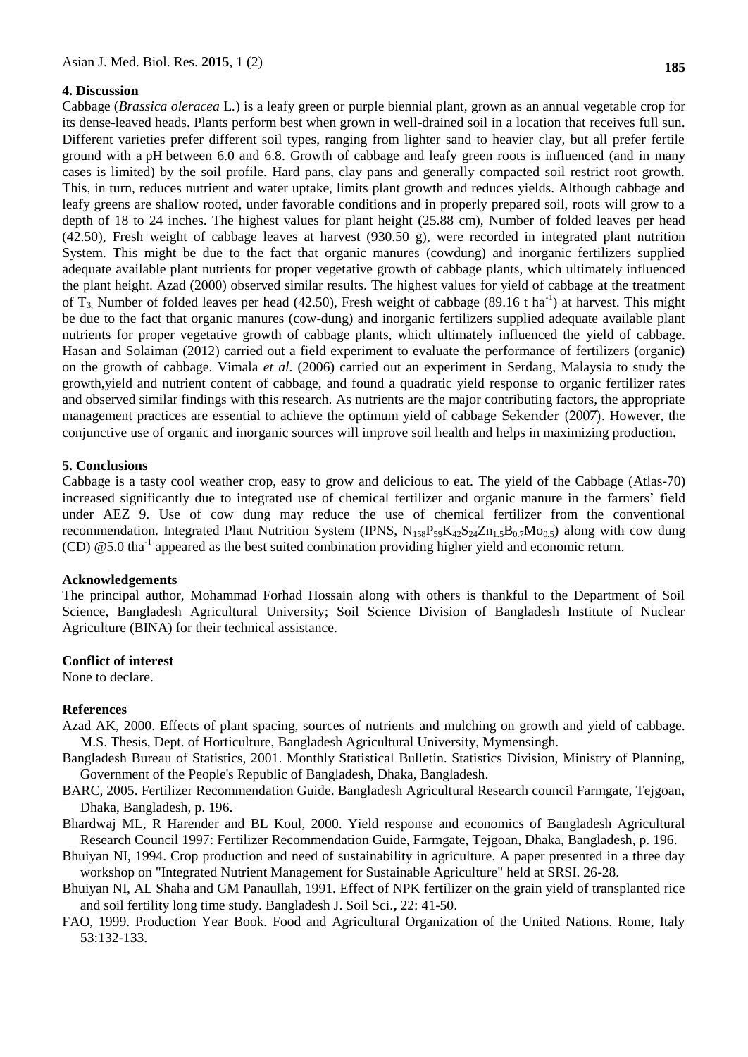## 4. Discussion

Cabbage (*Brassica oleracea* L.) is a leafy green or purple biennial plant, grown as an annual vegetable crop for its dense-leaved heads. Plants perform best when grown in well-drained soil in a location that receives full sun. Different varieties prefer different soil types, ranging from lighter sand to heavier clay, but all prefer fertile ground with a pH between 6.0 and 6.8. Growth of cabbage and leafy green roots is influenced (and in many cases is limited) by the soil profile. Hard pans, clay pans and generally compacted soil restrict root growth. This, in turn, reduces nutrient and water uptake, limits plant growth and reduces yields. Although cabbage and leafy greens are shallow rooted, under favorable conditions and in properly prepared soil, roots will grow to a depth of 18 to 24 inches. The highest values for plant height (25.88 cm), Number of folded leaves per head (42.50), Fresh weight of cabbage leaves at harvest (930.50 g), were recorded in integrated plant nutrition System. This might be due to the fact that organic manures (cowdung) and inorganic fertilizers supplied adequate available plant nutrients for proper vegetative growth of cabbage plants, which ultimately influenced the plant height. Azad (2000) observed similar results. The highest values for yield of cabbage at the treatment of $T_3$, Number of folded leaves per head (42.50), Fresh weight of cabbage (89.16 t $ha^{-1}$) at harvest. This might be due to the fact that organic manures (cow-dung) and inorganic fertilizers supplied adequate available plant nutrients for proper vegetative growth of cabbage plants, which ultimately influenced the yield of cabbage. Hasan and Solaiman (2012) carried out a field experiment to evaluate the performance of fertilizers (organic) on the growth of cabbage. Vimala *et al*. (2006) carried out an experiment in Serdang, Malaysia to study the growth,yield and nutrient content of cabbage, and found a quadratic yield response to organic fertilizer rates and observed similar findings with this research. As nutrients are the major contributing factors, the appropriate management practices are essential to achieve the optimum yield of cabbage Sekender (2007). However, the conjunctive use of organic and inorganic sources will improve soil health and helps in maximizing production.

## 5. Conclusions

Cabbage is a tasty cool weather crop, easy to grow and delicious to eat. The yield of the Cabbage (Atlas-70) increased significantly due to integrated use of chemical fertilizer and organic manure in the farmers' field under AEZ 9. Use of cow dung may reduce the use of chemical fertilizer from the conventional recommendation. Integrated Plant Nutrition System (IPNS, $N_{158}P_{59}K_{42}S_{24}Zn_{1.5}B_{0.7}Mo_{0.5}$) along with cow dung (CD) @5.0 $tha^{-1}$ appeared as the best suited combination providing higher yield and economic return.

## Acknowledgements

The principal author, Mohammad Forhad Hossain along with others is thankful to the Department of Soil Science, Bangladesh Agricultural University; Soil Science Division of Bangladesh Institute of Nuclear Agriculture (BINA) for their technical assistance.

## Conflict of interest

None to declare.

## References

Azad AK, 2000. Effects of plant spacing, sources of nutrients and mulching on growth and yield of cabbage. M.S. Thesis, Dept. of Horticulture, Bangladesh Agricultural University, Mymensingh.

Bangladesh Bureau of Statistics, 2001. Monthly Statistical Bulletin. Statistics Division, Ministry of Planning, Government of the People's Republic of Bangladesh, Dhaka, Bangladesh.

BARC, 2005. Fertilizer Recommendation Guide. Bangladesh Agricultural Research council Farmgate, Tejgoan, Dhaka, Bangladesh, p. 196.

Bhardwaj ML, R Harender and BL Koul, 2000. Yield response and economics of Bangladesh Agricultural Research Council 1997: Fertilizer Recommendation Guide, Farmgate, Tejgoan, Dhaka, Bangladesh, p. 196.

Bhuiyan NI, 1994. Crop production and need of sustainability in agriculture. A paper presented in a three day workshop on "Integrated Nutrient Management for Sustainable Agriculture" held at SRSI. 26-28.

Bhuiyan NI, AL Shaha and GM Panaullah, 1991. Effect of NPK fertilizer on the grain yield of transplanted rice and soil fertility long time study. Bangladesh J. Soil Sci.**,** 22: 41-50.

FAO, 1999. Production Year Book. Food and Agricultural Organization of the United Nations. Rome, Italy 53:132-133.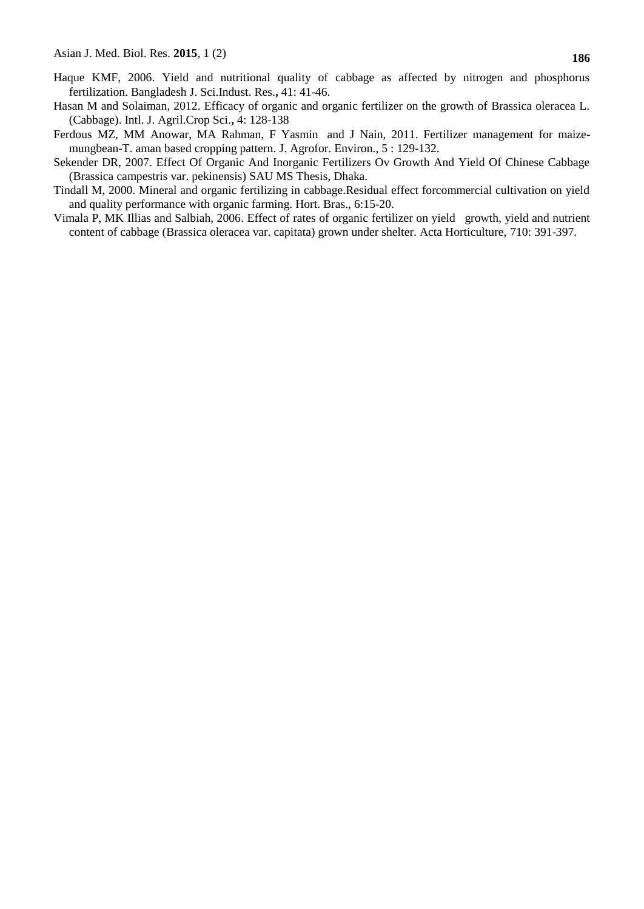Haque KMF, 2006. Yield and nutritional quality of cabbage as affected by nitrogen and phosphorus fertilization. Bangladesh J. Sci.Indust. Res.**,** 41: 41-46.

Hasan M and Solaiman, 2012. Efficacy of organic and organic fertilizer on the growth of Brassica oleracea L. (Cabbage). Intl. J. Agril.Crop Sci.**,** 4: 128-138

Ferdous MZ, MM Anowar, MA Rahman, F Yasmin and J Nain, 2011. Fertilizer management for maize-mungbean-T. aman based cropping pattern. J. Agrofor. Environ., 5 : 129-132.

Sekender DR, 2007. Effect Of Organic And Inorganic Fertilizers Ov Growth And Yield Of Chinese Cabbage (Brassica campestris var. pekinensis) SAU MS Thesis, Dhaka.

Tindall M, 2000. Mineral and organic fertilizing in cabbage.Residual effect forcommercial cultivation on yield and quality performance with organic farming. Hort. Bras., 6:15-20.

Vimala P, MK Illias and Salbiah, 2006. Effect of rates of organic fertilizer on yield growth, yield and nutrient content of cabbage (Brassica oleracea var. capitata) grown under shelter. Acta Horticulture, 710: 391-397.